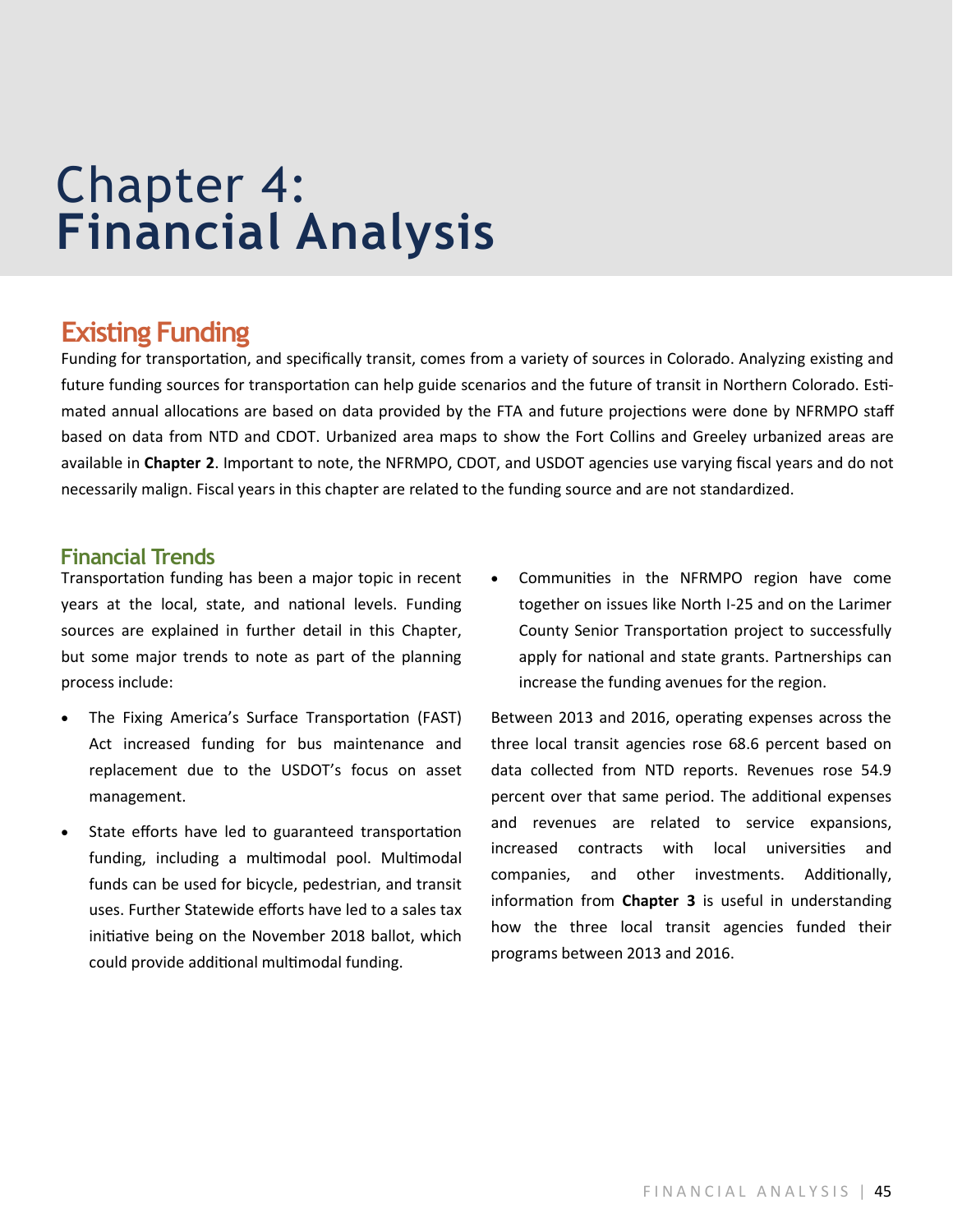# Chapter 4: Financial Analysis

## Existing Funding

Funding for transportation, and specifically transit, comes from a variety of sources in Colorado. Analyzing existing and future funding sources for transportation can help guide scenarios and the future of transit in Northern Colorado. Estimated annual allocations are based on data provided by the FTA and future projections were done by NFRMPO staff based on data from NTD and CDOT. Urbanized area maps to show the Fort Collins and Greeley urbanized areas are available in **Chapter 2**. Important to note, the NFRMPO, CDOT, and USDOT agencies use varying fiscal years and do not necessarily malign. Fiscal years in this chapter are related to the funding source and are not standardized.

### Financial Trends

Transportation funding has been a major topic in recent years at the local, state, and national levels. Funding sources are explained in further detail in this Chapter, but some major trends to note as part of the planning process include:

- The Fixing America's Surface Transportation (FAST) Act increased funding for bus maintenance and replacement due to the USDOT's focus on asset management.
- State efforts have led to guaranteed transportation funding, including a multimodal pool. Multimodal funds can be used for bicycle, pedestrian, and transit uses. Further Statewide efforts have led to a sales tax initiative being on the November 2018 ballot, which could provide additional multimodal funding.
- Communities in the NFRMPO region have come together on issues like North I-25 and on the Larimer County Senior Transportation project to successfully apply for national and state grants. Partnerships can increase the funding avenues for the region.

Between 2013 and 2016, operating expenses across the three local transit agencies rose 68.6 percent based on data collected from NTD reports. Revenues rose 54.9 percent over that same period. The additional expenses and revenues are related to service expansions, increased contracts with local universities and companies, and other investments. Additionally, information from **Chapter 3** is useful in understanding how the three local transit agencies funded their programs between 2013 and 2016.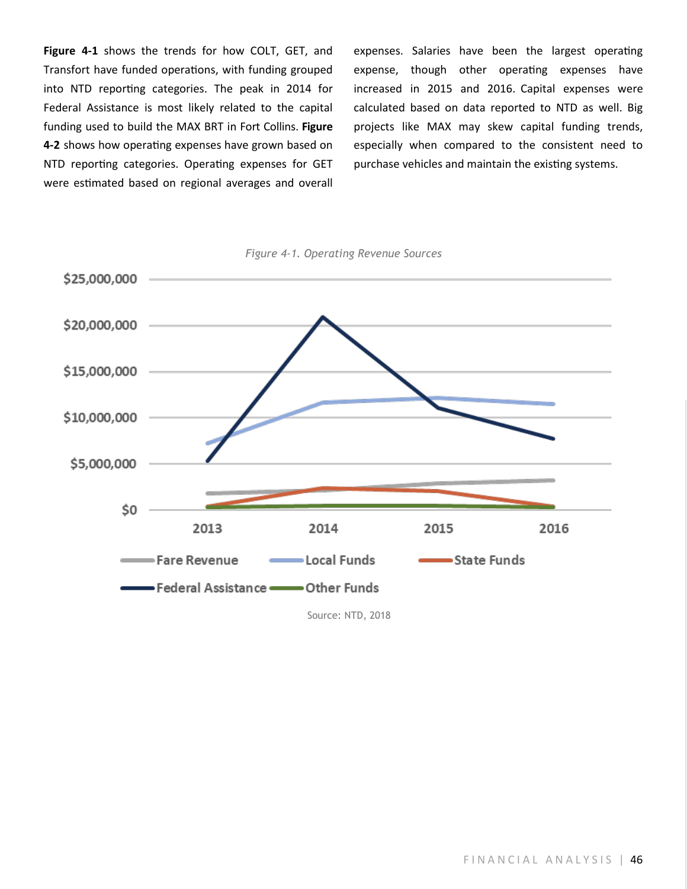**Figure 4-1** shows the trends for how COLT, GET, and Transfort have funded operations, with funding grouped into NTD reporting categories. The peak in 2014 for Federal Assistance is most likely related to the capital funding used to build the MAX BRT in Fort Collins. **Figure 4-2** shows how operating expenses have grown based on NTD reporting categories. Operating expenses for GET were estimated based on regional averages and overall expenses. Salaries have been the largest operating expense, though other operating expenses have increased in 2015 and 2016. Capital expenses were calculated based on data reported to NTD as well. Big projects like MAX may skew capital funding trends, especially when compared to the consistent need to purchase vehicles and maintain the existing systems.

*Figure 4-1. Operating Revenue Sources*

Source: NTD, 2018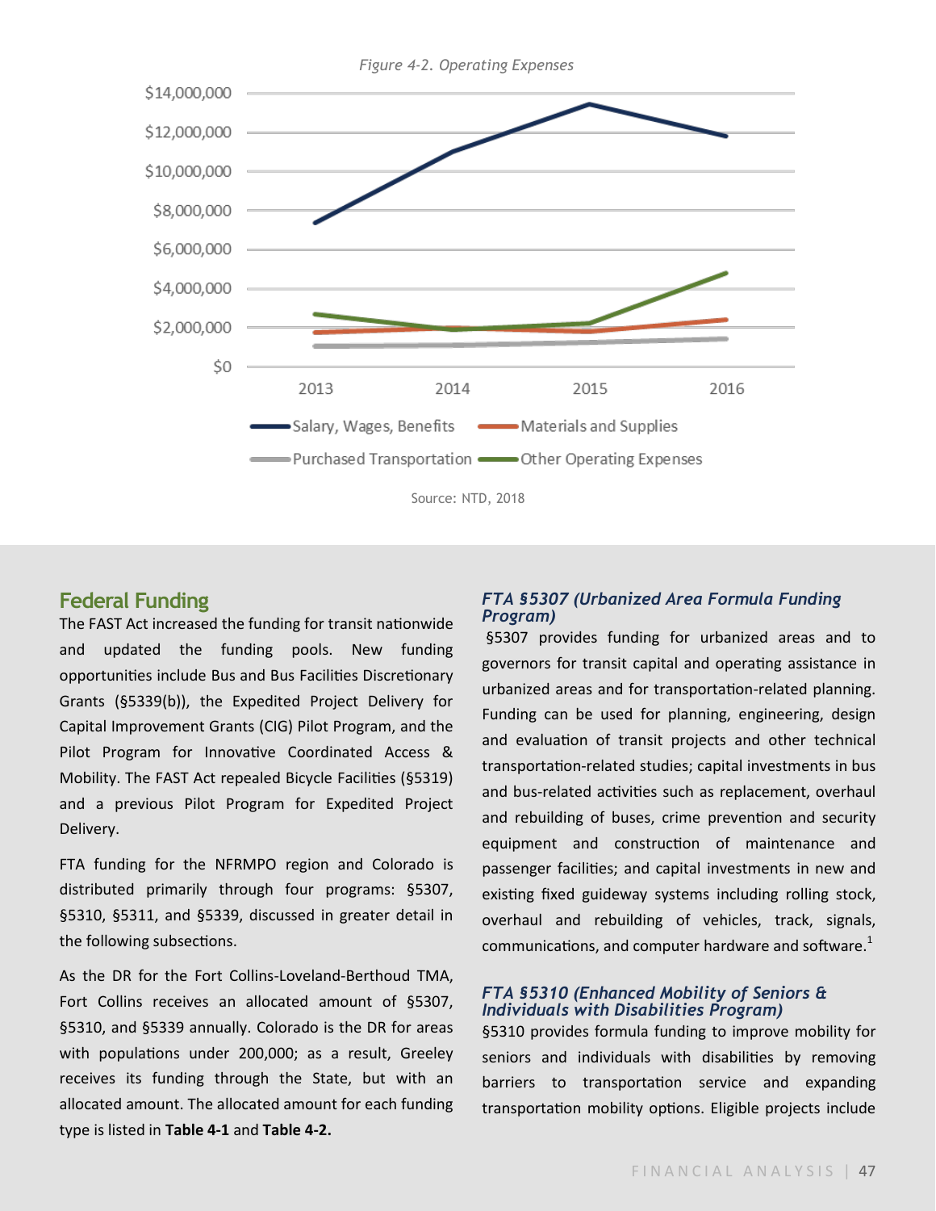*Figure 4-2. Operating Expenses*

Source: NTD, 2018

## Federal Funding

The FAST Act increased the funding for transit nationwide and updated the funding pools. New funding opportunities include Bus and Bus Facilities Discretionary Grants (§5339(b)), the Expedited Project Delivery for Capital Improvement Grants (CIG) Pilot Program, and the Pilot Program for Innovative Coordinated Access & Mobility. The FAST Act repealed Bicycle Facilities (§5319) and a previous Pilot Program for Expedited Project Delivery.

FTA funding for the NFRMPO region and Colorado is distributed primarily through four programs: §5307, §5310, §5311, and §5339, discussed in greater detail in the following subsections.

As the DR for the Fort Collins-Loveland-Berthoud TMA, Fort Collins receives an allocated amount of §5307, §5310, and §5339 annually. Colorado is the DR for areas with populations under 200,000; as a result, Greeley receives its funding through the State, but with an allocated amount. The allocated amount for each funding type is listed in **Table 4-1** and **Table 4-2.**

### *FTA §5307 (Urbanized Area Formula Funding Program)*

§5307 provides funding for urbanized areas and to governors for transit capital and operating assistance in urbanized areas and for transportation-related planning. Funding can be used for planning, engineering, design and evaluation of transit projects and other technical transportation-related studies; capital investments in bus and bus-related activities such as replacement, overhaul and rebuilding of buses, crime prevention and security equipment and construction of maintenance and passenger facilities; and capital investments in new and existing fixed guideway systems including rolling stock, overhaul and rebuilding of vehicles, track, signals, communications, and computer hardware and software.[1]

### *FTA §5310 (Enhanced Mobility of Seniors & Individuals with Disabilities Program)*

§5310 provides formula funding to improve mobility for seniors and individuals with disabilities by removing barriers to transportation service and expanding transportation mobility options. Eligible projects include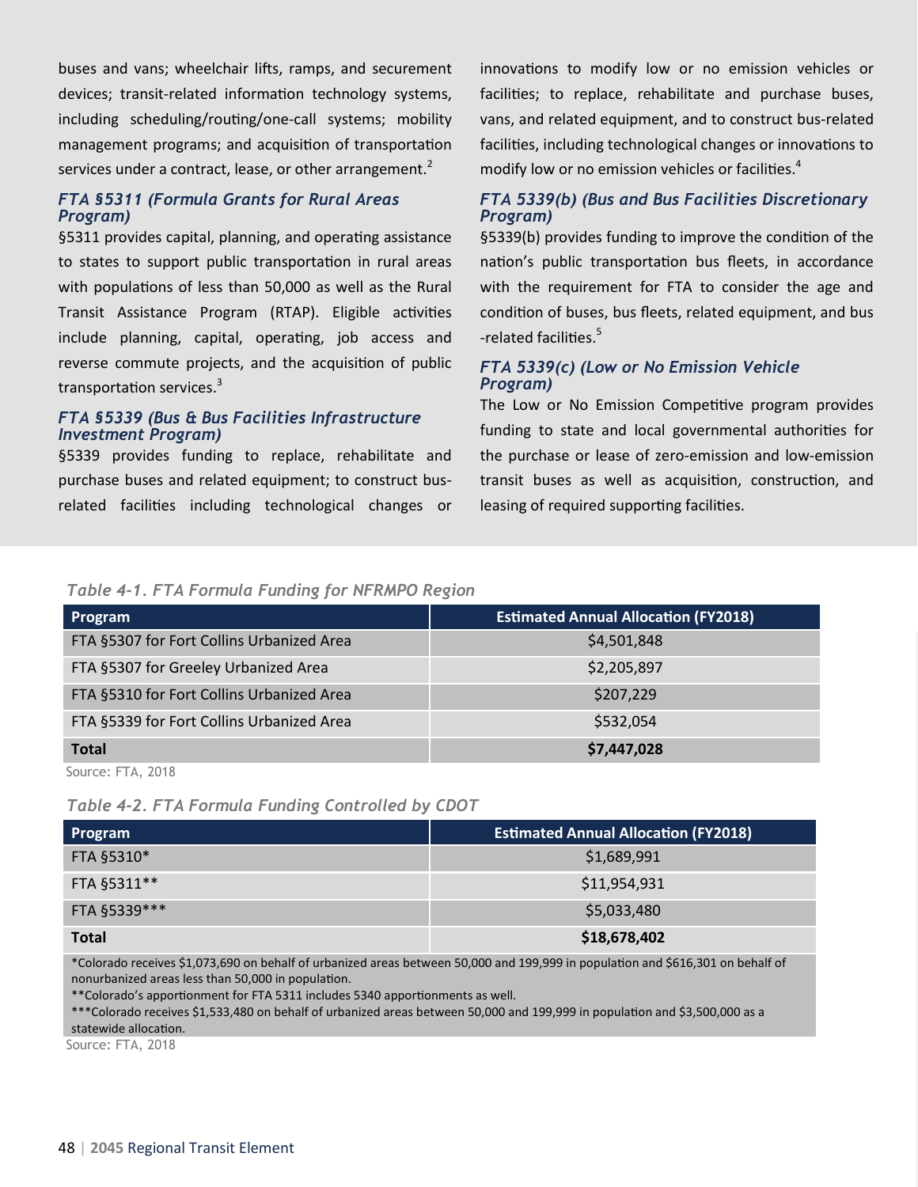buses and vans; wheelchair lifts, ramps, and securement devices; transit-related information technology systems, including scheduling/routing/one-call systems; mobility management programs; and acquisition of transportation services under a contract, lease, or other arrangement.[2]

### *FTA §5311 (Formula Grants for Rural Areas Program)*

§5311 provides capital, planning, and operating assistance to states to support public transportation in rural areas with populations of less than 50,000 as well as the Rural Transit Assistance Program (RTAP). Eligible activities include planning, capital, operating, job access and reverse commute projects, and the acquisition of public transportation services.[3]

### *FTA §5339 (Bus & Bus Facilities Infrastructure Investment Program)*

§5339 provides funding to replace, rehabilitate and purchase buses and related equipment; to construct bus-related facilities including technological changes or innovations to modify low or no emission vehicles or facilities; to replace, rehabilitate and purchase buses, vans, and related equipment, and to construct bus-related facilities, including technological changes or innovations to modify low or no emission vehicles or facilities.[4]

### *FTA 5339(b) (Bus and Bus Facilities Discretionary Program)*

§5339(b) provides funding to improve the condition of the nation's public transportation bus fleets, in accordance with the requirement for FTA to consider the age and condition of buses, bus fleets, related equipment, and bus -related facilities.[5]

### *FTA 5339(c) (Low or No Emission Vehicle Program)*

The Low or No Emission Competitive program provides funding to state and local governmental authorities for the purchase or lease of zero-emission and low-emission transit buses as well as acquisition, construction, and leasing of required supporting facilities.

*Table 4-1. FTA Formula Funding for NFRMPO Region*

| Program | Estimated Annual Allocation (FY2018) |
|---|---|
| FTA §5307 for Fort Collins Urbanized Area | $4,501,848 |
| FTA §5307 for Greeley Urbanized Area | $2,205,897 |
| FTA §5310 for Fort Collins Urbanized Area | $207,229 |
| FTA §5339 for Fort Collins Urbanized Area | $532,054 |
| **Total** | **$7,447,028** |

Source: FTA, 2018

*Table 4-2. FTA Formula Funding Controlled by CDOT*

| Program | Estimated Annual Allocation (FY2018) |
|---|---|
| FTA §5310* | $1,689,991 |
| FTA §5311** | $11,954,931 |
| FTA §5339*** | $5,033,480 |
| **Total** | **$18,678,402** |

*Colorado receives $1,073,690 on behalf of urbanized areas between 50,000 and 199,999 in population and $616,301 on behalf of nonurbanized areas less than 50,000 in population.
**Colorado's apportionment for FTA 5311 includes 5340 apportionments as well.
***Colorado receives $1,533,480 on behalf of urbanized areas between 50,000 and 199,999 in population and $3,500,000 as a statewide allocation.

Source: FTA, 2018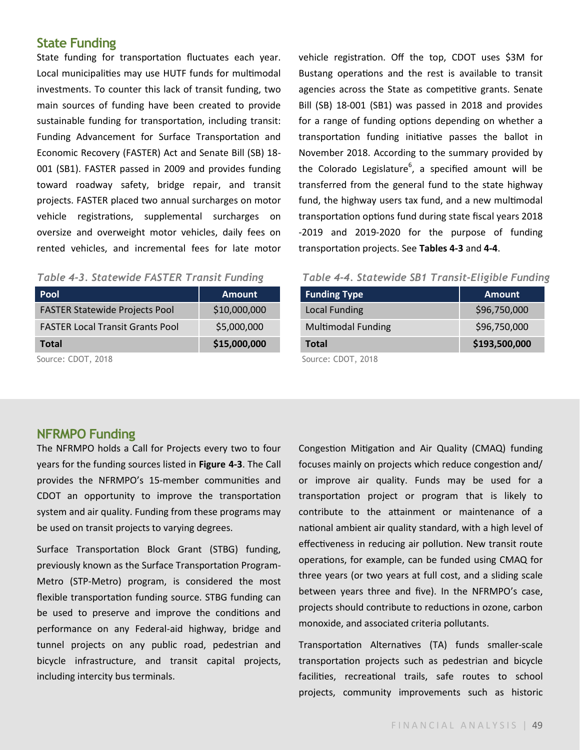## State Funding

State funding for transportation fluctuates each year. Local municipalities may use HUTF funds for multimodal investments. To counter this lack of transit funding, two main sources of funding have been created to provide sustainable funding for transportation, including transit: Funding Advancement for Surface Transportation and Economic Recovery (FASTER) Act and Senate Bill (SB) 18-001 (SB1). FASTER passed in 2009 and provides funding toward roadway safety, bridge repair, and transit projects. FASTER placed two annual surcharges on motor vehicle registrations, supplemental surcharges on oversize and overweight motor vehicles, daily fees on rented vehicles, and incremental fees for late motor vehicle registration. Off the top, CDOT uses $3M for Bustang operations and the rest is available to transit agencies across the State as competitive grants. Senate Bill (SB) 18-001 (SB1) was passed in 2018 and provides for a range of funding options depending on whether a transportation funding initiative passes the ballot in November 2018. According to the summary provided by the Colorado Legislature[6], a specified amount will be transferred from the general fund to the state highway fund, the highway users tax fund, and a new multimodal transportation options fund during state fiscal years 2018-2019 and 2019-2020 for the purpose of funding transportation projects. See **Tables 4-3** and **4-4**.

*Table 4-3. Statewide FASTER Transit Funding*

| Pool | Amount |
| --- | --- |
| FASTER Statewide Projects Pool | $10,000,000 |
| FASTER Local Transit Grants Pool | $5,000,000 |
| **Total** | **$15,000,000** |

Source: CDOT, 2018

*Table 4-4. Statewide SB1 Transit-Eligible Funding*

| Funding Type | Amount |
| --- | --- |
| Local Funding | $96,750,000 |
| Multimodal Funding | $96,750,000 |
| **Total** | **$193,500,000** |

Source: CDOT, 2018

## NFRMPO Funding

The NFRMPO holds a Call for Projects every two to four years for the funding sources listed in **Figure 4-3**. The Call provides the NFRMPO's 15-member communities and CDOT an opportunity to improve the transportation system and air quality. Funding from these programs may be used on transit projects to varying degrees.

Surface Transportation Block Grant (STBG) funding, previously known as the Surface Transportation Program-Metro (STP-Metro) program, is considered the most flexible transportation funding source. STBG funding can be used to preserve and improve the conditions and performance on any Federal-aid highway, bridge and tunnel projects on any public road, pedestrian and bicycle infrastructure, and transit capital projects, including intercity bus terminals.

Congestion Mitigation and Air Quality (CMAQ) funding focuses mainly on projects which reduce congestion and/or improve air quality. Funds may be used for a transportation project or program that is likely to contribute to the attainment or maintenance of a national ambient air quality standard, with a high level of effectiveness in reducing air pollution. New transit route operations, for example, can be funded using CMAQ for three years (or two years at full cost, and a sliding scale between years three and five). In the NFRMPO's case, projects should contribute to reductions in ozone, carbon monoxide, and associated criteria pollutants.

Transportation Alternatives (TA) funds smaller-scale transportation projects such as pedestrian and bicycle facilities, recreational trails, safe routes to school projects, community improvements such as historic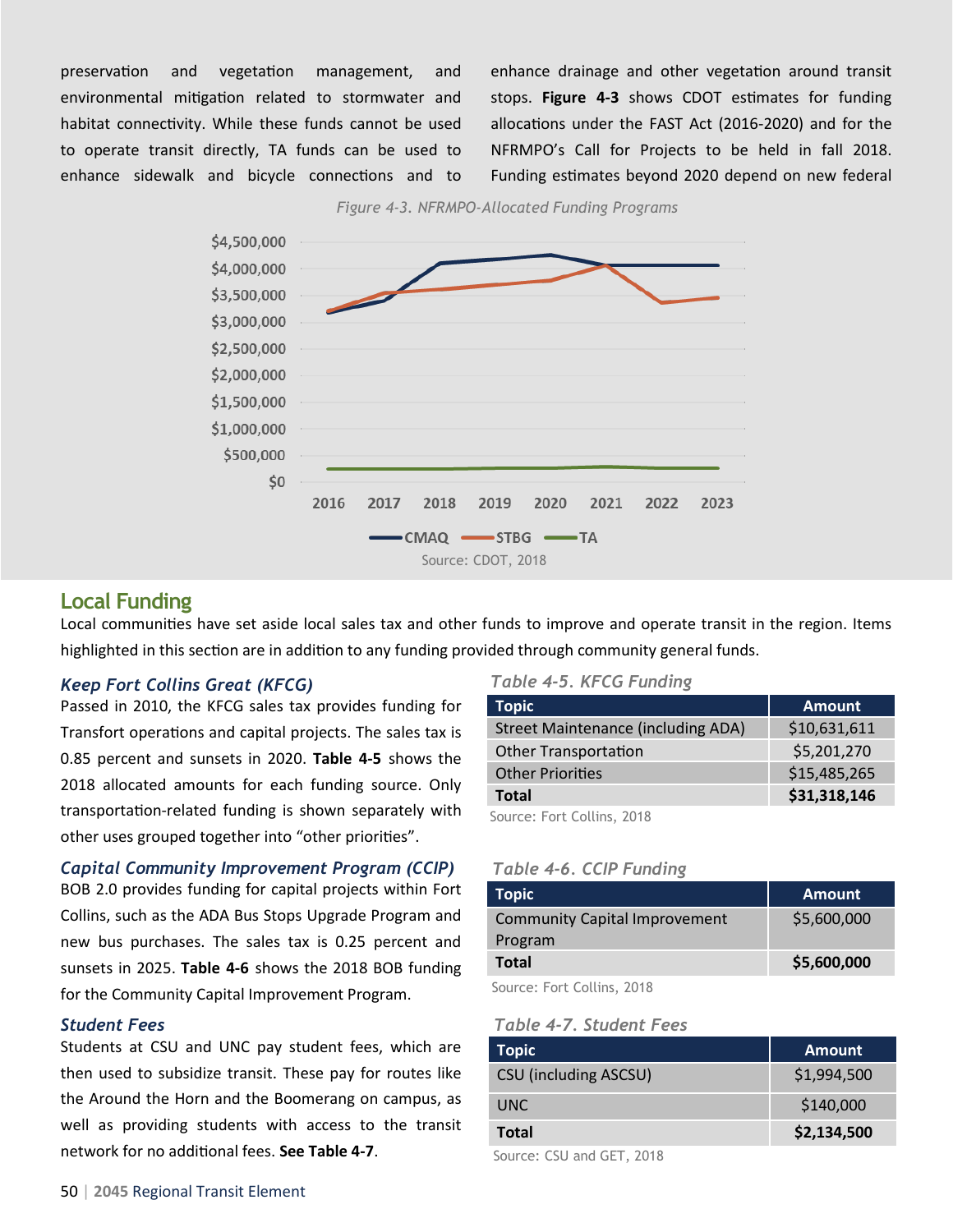preservation and vegetation management, and environmental mitigation related to stormwater and habitat connectivity. While these funds cannot be used to operate transit directly, TA funds can be used to enhance sidewalk and bicycle connections and to enhance drainage and other vegetation around transit stops. **Figure 4-3** shows CDOT estimates for funding allocations under the FAST Act (2016-2020) and for the NFRMPO's Call for Projects to be held in fall 2018. Funding estimates beyond 2020 depend on new federal

*Figure 4-3. NFRMPO-Allocated Funding Programs*

Source: CDOT, 2018

## Local Funding

Local communities have set aside local sales tax and other funds to improve and operate transit in the region. Items highlighted in this section are in addition to any funding provided through community general funds.

### *Keep Fort Collins Great (KFCG)*

Passed in 2010, the KFCG sales tax provides funding for Transfort operations and capital projects. The sales tax is 0.85 percent and sunsets in 2020. **Table 4-5** shows the 2018 allocated amounts for each funding source. Only transportation-related funding is shown separately with other uses grouped together into "other priorities".

*Table 4-5. KFCG Funding*

| Topic | Amount |
|---|---|
| Street Maintenance (including ADA) | $10,631,611 |
| Other Transportation | $5,201,270 |
| Other Priorities | $15,485,265 |
| **Total** | **$31,318,146** |

Source: Fort Collins, 2018

### *Capital Community Improvement Program (CCIP)*

BOB 2.0 provides funding for capital projects within Fort Collins, such as the ADA Bus Stops Upgrade Program and new bus purchases. The sales tax is 0.25 percent and sunsets in 2025. **Table 4-6** shows the 2018 BOB funding for the Community Capital Improvement Program.

*Table 4-6. CCIP Funding*

| Topic | Amount |
|---|---|
| Community Capital Improvement Program | $5,600,000 |
| **Total** | **$5,600,000** |

Source: Fort Collins, 2018

### *Student Fees*

Students at CSU and UNC pay student fees, which are then used to subsidize transit. These pay for routes like the Around the Horn and the Boomerang on campus, as well as providing students with access to the transit network for no additional fees. **See Table 4-7**.

*Table 4-7. Student Fees*

| Topic | Amount |
|---|---|
| CSU (including ASCSU) | $1,994,500 |
| UNC | $140,000 |
| **Total** | **$2,134,500** |

Source: CSU and GET, 2018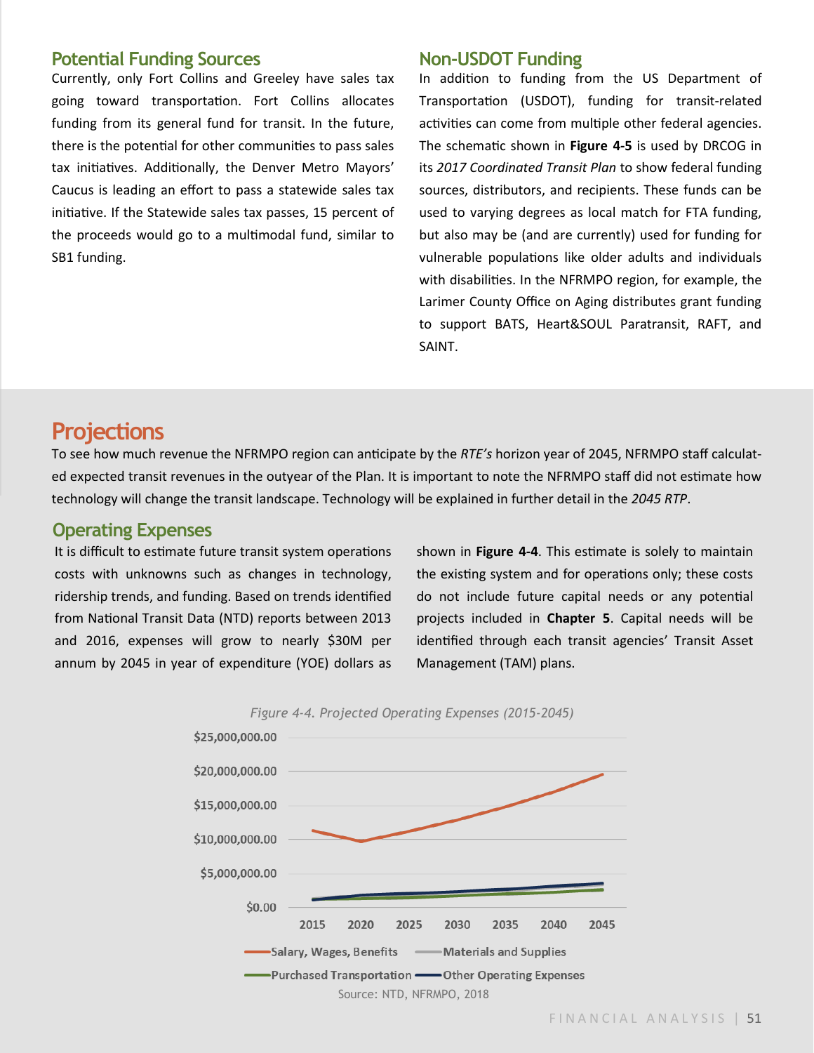## Potential Funding Sources

Currently, only Fort Collins and Greeley have sales tax going toward transportation. Fort Collins allocates funding from its general fund for transit. In the future, there is the potential for other communities to pass sales tax initiatives. Additionally, the Denver Metro Mayors' Caucus is leading an effort to pass a statewide sales tax initiative. If the Statewide sales tax passes, 15 percent of the proceeds would go to a multimodal fund, similar to SB1 funding.

## Non-USDOT Funding

In addition to funding from the US Department of Transportation (USDOT), funding for transit-related activities can come from multiple other federal agencies. The schematic shown in **Figure 4-5** is used by DRCOG in its *2017 Coordinated Transit Plan* to show federal funding sources, distributors, and recipients. These funds can be used to varying degrees as local match for FTA funding, but also may be (and are currently) used for funding for vulnerable populations like older adults and individuals with disabilities. In the NFRMPO region, for example, the Larimer County Office on Aging distributes grant funding to support BATS, Heart&SOUL Paratransit, RAFT, and SAINT.

# Projections

To see how much revenue the NFRMPO region can anticipate by the *RTE's* horizon year of 2045, NFRMPO staff calculated expected transit revenues in the outyear of the Plan. It is important to note the NFRMPO staff did not estimate how technology will change the transit landscape. Technology will be explained in further detail in the *2045 RTP*.

## Operating Expenses

It is difficult to estimate future transit system operations costs with unknowns such as changes in technology, ridership trends, and funding. Based on trends identified from National Transit Data (NTD) reports between 2013 and 2016, expenses will grow to nearly $30M per annum by 2045 in year of expenditure (YOE) dollars as shown in **Figure 4-4**. This estimate is solely to maintain the existing system and for operations only; these costs do not include future capital needs or any potential projects included in **Chapter 5**. Capital needs will be identified through each transit agencies' Transit Asset Management (TAM) plans.

*Figure 4-4. Projected Operating Expenses (2015-2045)*

Source: NTD, NFRMPO, 2018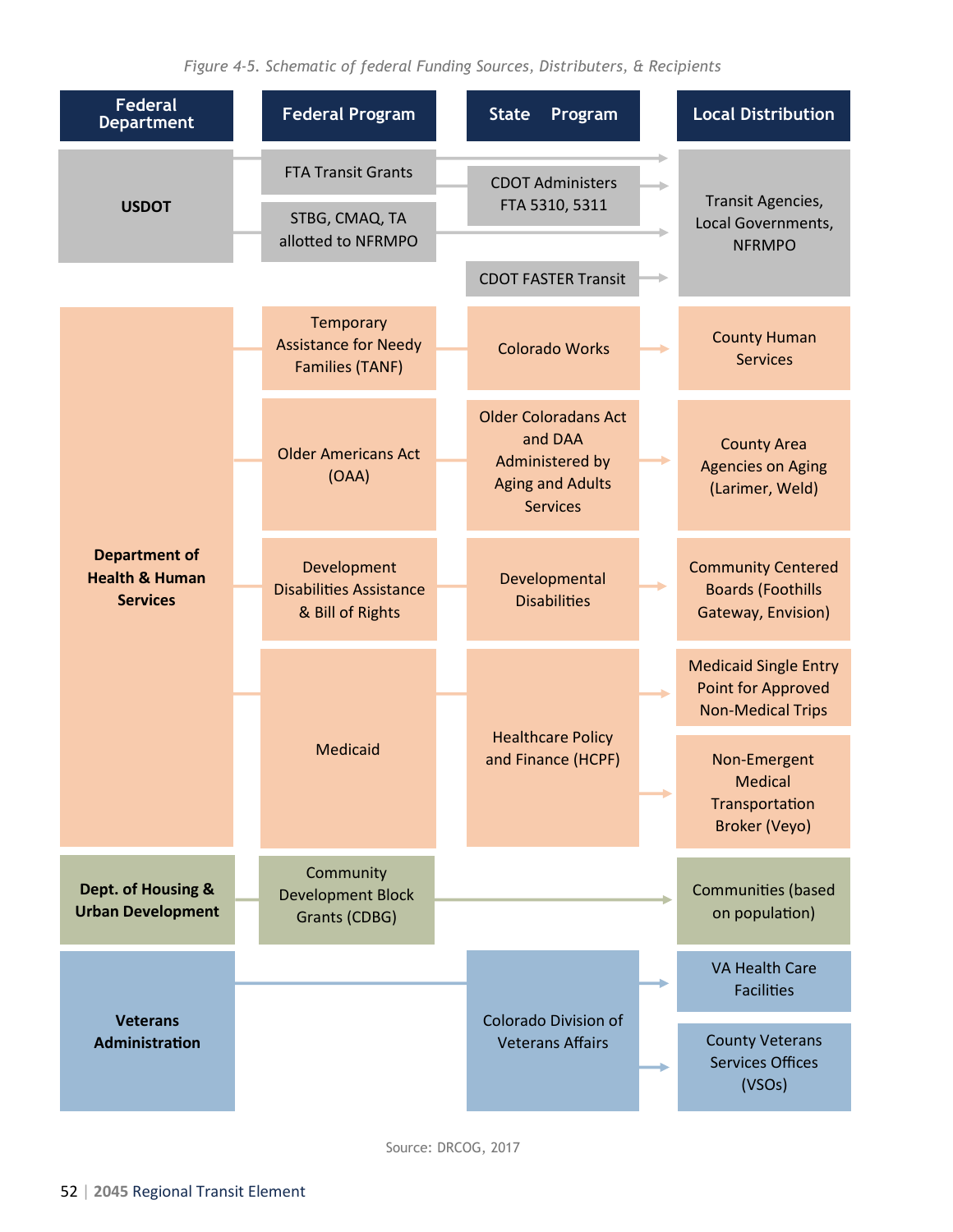*Figure 4-5. Schematic of federal Funding Sources, Distributers, & Recipients*

| Federal Department | Federal Program | State Program | Local Distribution |
|---|---|---|---|
| USDOT | FTA Transit Grants | | Transit Agencies, Local Governments, NFRMPO |
| | | CDOT Administers FTA 5310, 5311 | Transit Agencies, Local Governments, NFRMPO |
| | STBG, CMAQ, TA allotted to NFRMPO | | Transit Agencies, Local Governments, NFRMPO |
| | | CDOT FASTER Transit | Transit Agencies, Local Governments, NFRMPO |
| Department of Health & Human Services | Temporary Assistance for Needy Families (TANF) | Colorado Works | County Human Services |
| | Older Americans Act (OAA) | Older Coloradans Act and DAA Administered by Aging and Adults Services | County Area Agencies on Aging (Larimer, Weld) |
| | Development Disabilities Assistance & Bill of Rights | Developmental Disabilities | Community Centered Boards (Foothills Gateway, Envision) |
| | Medicaid | Healthcare Policy and Finance (HCPF) | Medicaid Single Entry Point for Approved Non-Medical Trips |
| | | | Non-Emergent Medical Transportation Broker (Veyo) |
| Dept. of Housing & Urban Development | Community Development Block Grants (CDBG) | | Communities (based on population) |
| Veterans Administration | | Colorado Division of Veterans Affairs | VA Health Care Facilities |
| | | | County Veterans Services Offices (VSOs) |

Source: DRCOG, 2017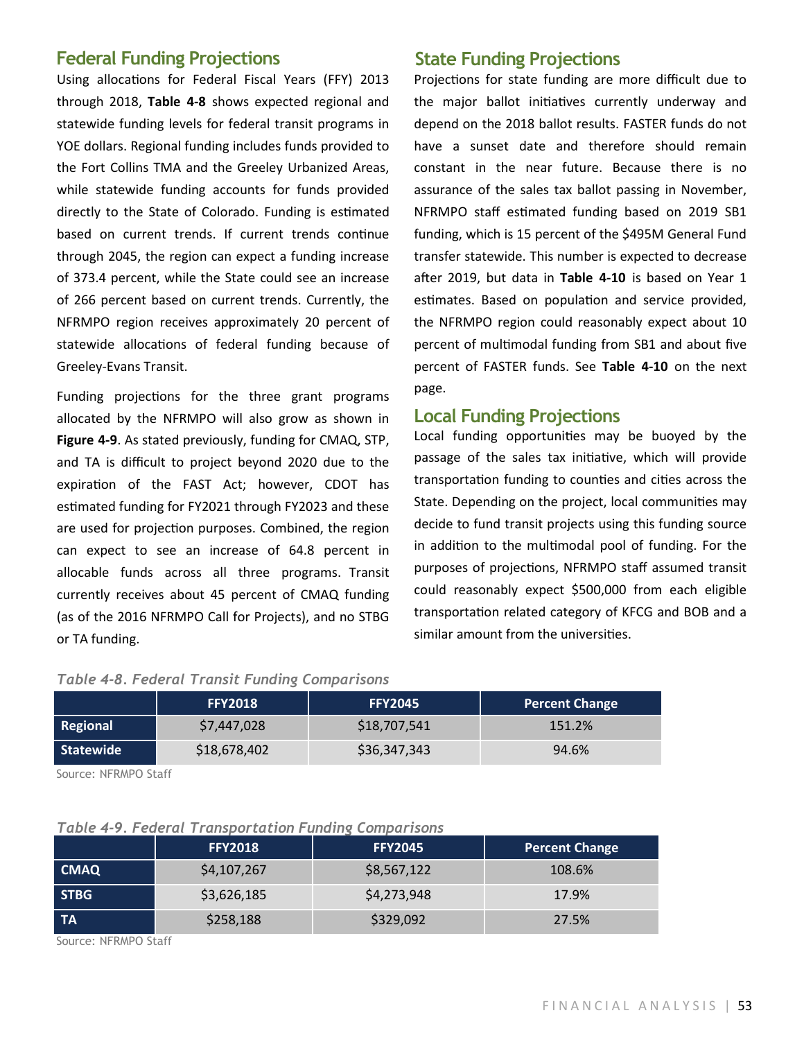## Federal Funding Projections

Using allocations for Federal Fiscal Years (FFY) 2013 through 2018, **Table 4-8** shows expected regional and statewide funding levels for federal transit programs in YOE dollars. Regional funding includes funds provided to the Fort Collins TMA and the Greeley Urbanized Areas, while statewide funding accounts for funds provided directly to the State of Colorado. Funding is estimated based on current trends. If current trends continue through 2045, the region can expect a funding increase of 373.4 percent, while the State could see an increase of 266 percent based on current trends. Currently, the NFRMPO region receives approximately 20 percent of statewide allocations of federal funding because of Greeley-Evans Transit.

Funding projections for the three grant programs allocated by the NFRMPO will also grow as shown in **Figure 4-9**. As stated previously, funding for CMAQ, STP, and TA is difficult to project beyond 2020 due to the expiration of the FAST Act; however, CDOT has estimated funding for FY2021 through FY2023 and these are used for projection purposes. Combined, the region can expect to see an increase of 64.8 percent in allocable funds across all three programs. Transit currently receives about 45 percent of CMAQ funding (as of the 2016 NFRMPO Call for Projects), and no STBG or TA funding.

## State Funding Projections

Projections for state funding are more difficult due to the major ballot initiatives currently underway and depend on the 2018 ballot results. FASTER funds do not have a sunset date and therefore should remain constant in the near future. Because there is no assurance of the sales tax ballot passing in November, NFRMPO staff estimated funding based on 2019 SB1 funding, which is 15 percent of the $495M General Fund transfer statewide. This number is expected to decrease after 2019, but data in **Table 4-10** is based on Year 1 estimates. Based on population and service provided, the NFRMPO region could reasonably expect about 10 percent of multimodal funding from SB1 and about five percent of FASTER funds. See **Table 4-10** on the next page.

## Local Funding Projections

Local funding opportunities may be buoyed by the passage of the sales tax initiative, which will provide transportation funding to counties and cities across the State. Depending on the project, local communities may decide to fund transit projects using this funding source in addition to the multimodal pool of funding. For the purposes of projections, NFRMPO staff assumed transit could reasonably expect $500,000 from each eligible transportation related category of KFCG and BOB and a similar amount from the universities.

*Table 4-8. Federal Transit Funding Comparisons*

| | FFY2018 | FFY2045 | Percent Change |
|---|---|---|---|
| **Regional** | $7,447,028 | $18,707,541 | 151.2% |
| **Statewide** | $18,678,402 | $36,347,343 | 94.6% |

Source: NFRMPO Staff

*Table 4-9. Federal Transportation Funding Comparisons*

| | FFY2018 | FFY2045 | Percent Change |
|---|---|---|---|
| **CMAQ** | $4,107,267 | $8,567,122 | 108.6% |
| **STBG** | $3,626,185 | $4,273,948 | 17.9% |
| **TA** | $258,188 | $329,092 | 27.5% |

Source: NFRMPO Staff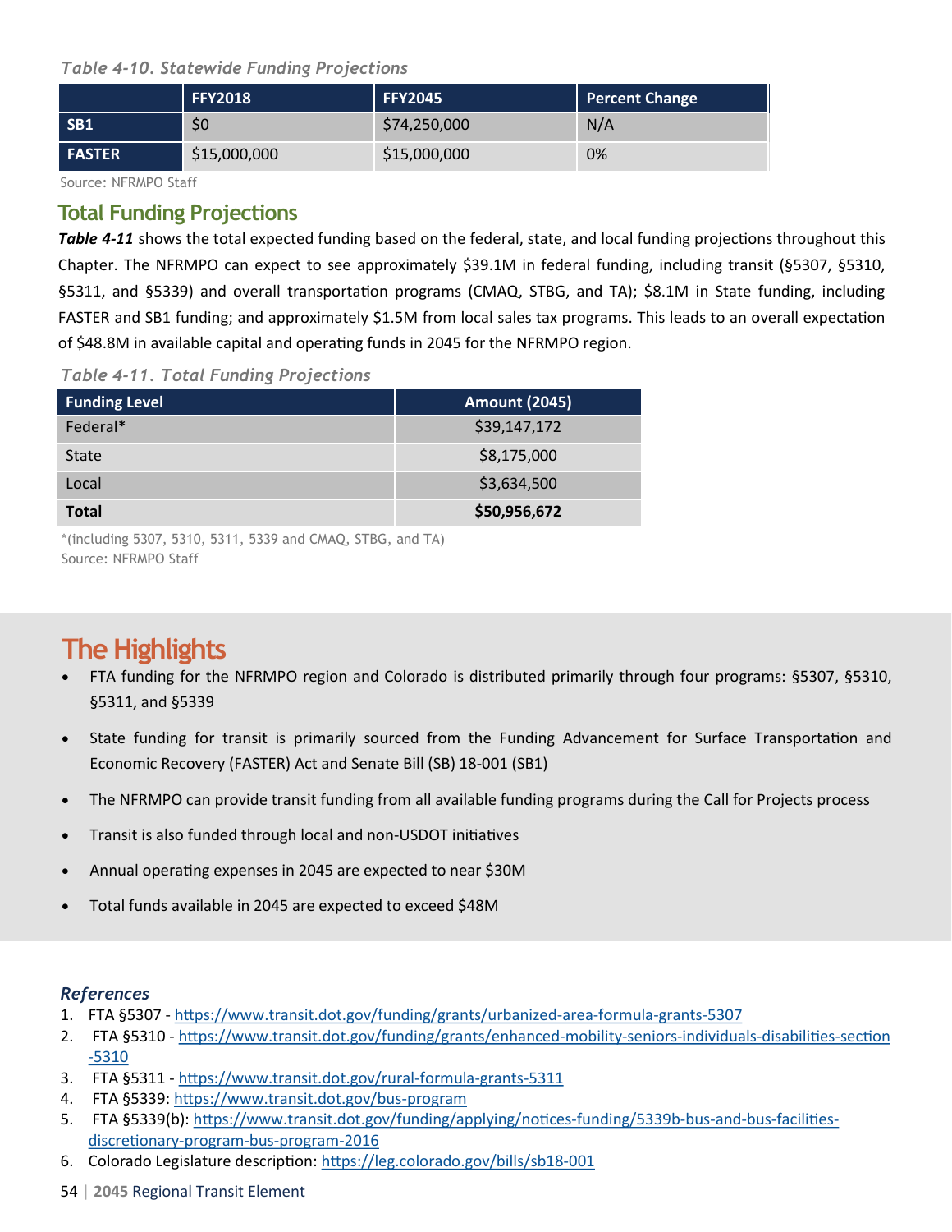*Table 4-10. Statewide Funding Projections*

| | FFY2018 | FFY2045 | Percent Change |
|---|---|---|---|
| **SB1** | $0 | $74,250,000 | N/A |
| **FASTER** | $15,000,000 | $15,000,000 | 0% |

Source: NFRMPO Staff

## Total Funding Projections

***Table 4-11*** shows the total expected funding based on the federal, state, and local funding projections throughout this Chapter. The NFRMPO can expect to see approximately $39.1M in federal funding, including transit (§5307, §5310, §5311, and §5339) and overall transportation programs (CMAQ, STBG, and TA); $8.1M in State funding, including FASTER and SB1 funding; and approximately $1.5M from local sales tax programs. This leads to an overall expectation of $48.8M in available capital and operating funds in 2045 for the NFRMPO region.

*Table 4-11. Total Funding Projections*

| Funding Level | Amount (2045) |
|---|---|
| Federal* | $39,147,172 |
| State | $8,175,000 |
| Local | $3,634,500 |
| **Total** | **$50,956,672** |

*(including 5307, 5310, 5311, 5339 and CMAQ, STBG, and TA)
Source: NFRMPO Staff

## The Highlights

- FTA funding for the NFRMPO region and Colorado is distributed primarily through four programs: §5307, §5310, §5311, and §5339
- State funding for transit is primarily sourced from the Funding Advancement for Surface Transportation and Economic Recovery (FASTER) Act and Senate Bill (SB) 18-001 (SB1)
- The NFRMPO can provide transit funding from all available funding programs during the Call for Projects process
- Transit is also funded through local and non-USDOT initiatives
- Annual operating expenses in 2045 are expected to near $30M
- Total funds available in 2045 are expected to exceed $48M

### *References*

1. FTA §5307 - https://www.transit.dot.gov/funding/grants/urbanized-area-formula-grants-5307
2. FTA §5310 - https://www.transit.dot.gov/funding/grants/enhanced-mobility-seniors-individuals-disabilities-section-5310
3. FTA §5311 - https://www.transit.dot.gov/rural-formula-grants-5311
4. FTA §5339: https://www.transit.dot.gov/bus-program
5. FTA §5339(b): https://www.transit.dot.gov/funding/applying/notices-funding/5339b-bus-and-bus-facilities-discretionary-program-bus-program-2016
6. Colorado Legislature description: https://leg.colorado.gov/bills/sb18-001